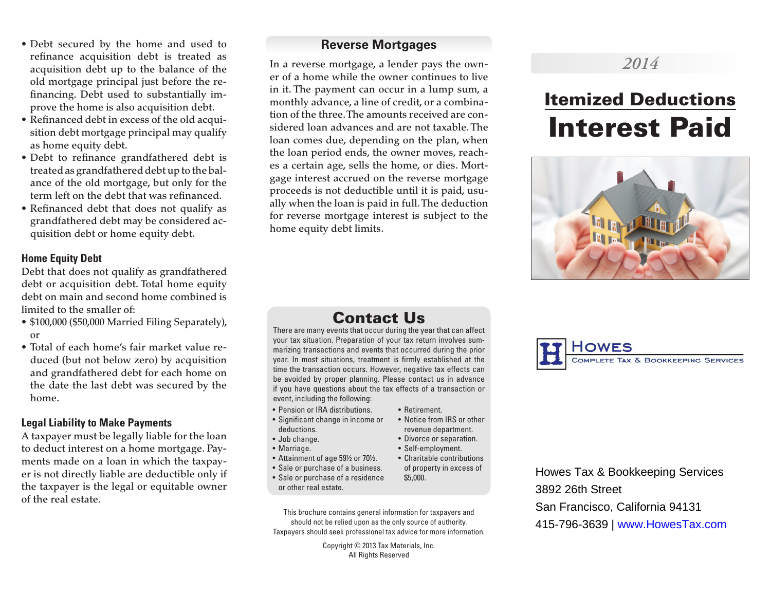- Debt secured by the home and used to refinance acquisition debt is treated as acquisition debt up to the balance of the old mortgage principal just before the refinancing. Debt used to substantially improve the home is also acquisition debt.
- Refinanced debt in excess of the old acquisition debt mortgage principal may qualify as home equity debt.
- Debt to refinance grandfathered debt is treated as grandfathered debt up to the balance of the old mortgage, but only for the term left on the debt that was refinanced.
- Refinanced debt that does not qualify as grandfathered debt may be considered acquisition debt or home equity debt.

### Home Equity Debt

Debt that does not qualify as grandfathered debt or acquisition debt. Total home equity debt on main and second home combined is limited to the smaller of:

- $100,000 ($50,000 Married Filing Separately), or
- Total of each home's fair market value reduced (but not below zero) by acquisition and grandfathered debt for each home on the date the last debt was secured by the home.

### Legal Liability to Make Payments

A taxpayer must be legally liable for the loan to deduct interest on a home mortgage. Payments made on a loan in which the taxpayer is not directly liable are deductible only if the taxpayer is the legal or equitable owner of the real estate.

## Reverse Mortgages

In a reverse mortgage, a lender pays the owner of a home while the owner continues to live in it. The payment can occur in a lump sum, a monthly advance, a line of credit, or a combination of the three. The amounts received are considered loan advances and are not taxable. The loan comes due, depending on the plan, when the loan period ends, the owner moves, reaches a certain age, sells the home, or dies. Mortgage interest accrued on the reverse mortgage proceeds is not deductible until it is paid, usually when the loan is paid in full. The deduction for reverse mortgage interest is subject to the home equity debt limits.

## Contact Us

There are many events that occur during the year that can affect your tax situation. Preparation of your tax return involves summarizing transactions and events that occurred during the prior year. In most situations, treatment is firmly established at the time the transaction occurs. However, negative tax effects can be avoided by proper planning. Please contact us in advance if you have questions about the tax effects of a transaction or event, including the following:

- Pension or IRA distributions.
- Significant change in income or deductions.
- Job change.
- Marriage.
- Attainment of age 59½ or 70½.
- Sale or purchase of a business.
- Sale or purchase of a residence or other real estate.
- Retirement.
- Notice from IRS or other revenue department.
- Divorce or separation.
- Self-employment.
- Charitable contributions of property in excess of $5,000.

This brochure contains general information for taxpayers and should not be relied upon as the only source of authority. Taxpayers should seek professional tax advice for more information.

Copyright © 2013 Tax Materials, Inc.
All Rights Reserved

*2014*

# Itemized Deductions
# Interest Paid

**Howes**
Complete Tax & Bookkeeping Services

Howes Tax & Bookkeeping Services
3892 26th Street
San Francisco, California 94131
415-796-3639 | www.HowesTax.com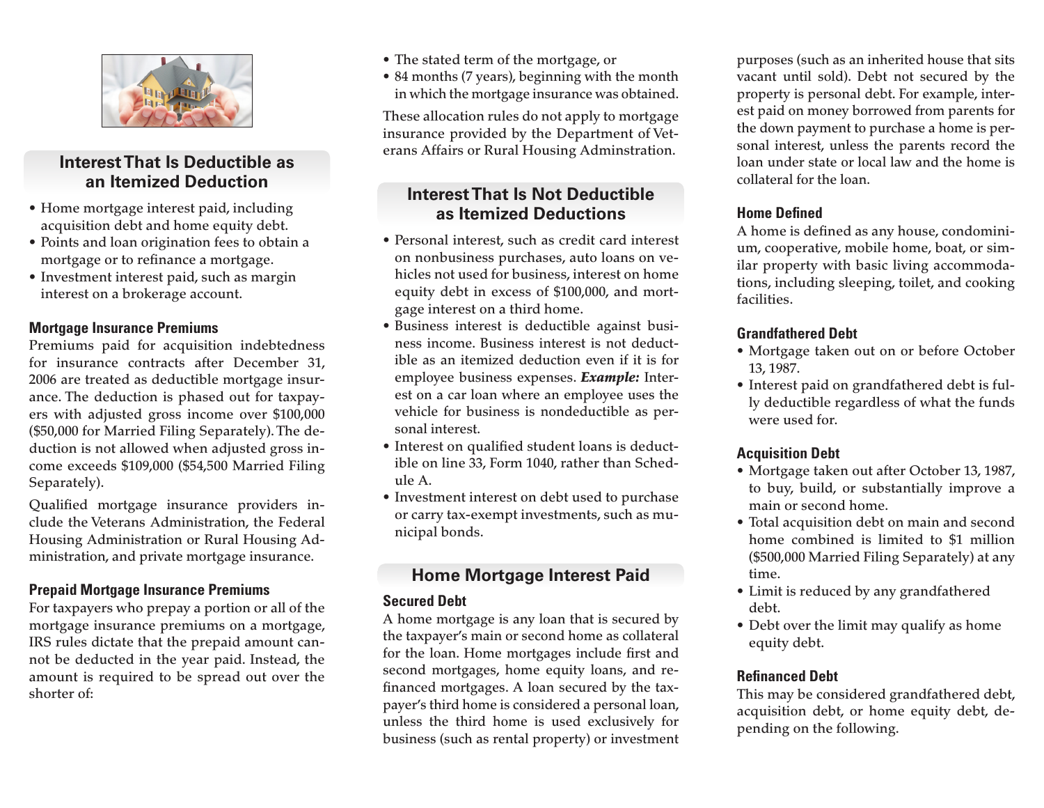## Interest That Is Deductible as an Itemized Deduction

- Home mortgage interest paid, including acquisition debt and home equity debt.
- Points and loan origination fees to obtain a mortgage or to refinance a mortgage.
- Investment interest paid, such as margin interest on a brokerage account.

### Mortgage Insurance Premiums

Premiums paid for acquisition indebtedness for insurance contracts after December 31, 2006 are treated as deductible mortgage insurance. The deduction is phased out for taxpayers with adjusted gross income over $100,000 ($50,000 for Married Filing Separately). The deduction is not allowed when adjusted gross income exceeds $109,000 ($54,500 Married Filing Separately).

Qualified mortgage insurance providers include the Veterans Administration, the Federal Housing Administration or Rural Housing Administration, and private mortgage insurance.

### Prepaid Mortgage Insurance Premiums

For taxpayers who prepay a portion or all of the mortgage insurance premiums on a mortgage, IRS rules dictate that the prepaid amount cannot be deducted in the year paid. Instead, the amount is required to be spread out over the shorter of:

- The stated term of the mortgage, or
- 84 months (7 years), beginning with the month in which the mortgage insurance was obtained.

These allocation rules do not apply to mortgage insurance provided by the Department of Veterans Affairs or Rural Housing Adminstration.

## Interest That Is Not Deductible as Itemized Deductions

- Personal interest, such as credit card interest on nonbusiness purchases, auto loans on vehicles not used for business, interest on home equity debt in excess of $100,000, and mortgage interest on a third home.
- Business interest is deductible against business income. Business interest is not deductible as an itemized deduction even if it is for employee business expenses. ***Example:*** Interest on a car loan where an employee uses the vehicle for business is nondeductible as personal interest.
- Interest on qualified student loans is deductible on line 33, Form 1040, rather than Schedule A.
- Investment interest on debt used to purchase or carry tax-exempt investments, such as municipal bonds.

## Home Mortgage Interest Paid

### Secured Debt

A home mortgage is any loan that is secured by the taxpayer's main or second home as collateral for the loan. Home mortgages include first and second mortgages, home equity loans, and refinanced mortgages. A loan secured by the taxpayer's third home is considered a personal loan, unless the third home is used exclusively for business (such as rental property) or investment purposes (such as an inherited house that sits vacant until sold). Debt not secured by the property is personal debt. For example, interest paid on money borrowed from parents for the down payment to purchase a home is personal interest, unless the parents record the loan under state or local law and the home is collateral for the loan.

### Home Defined

A home is defined as any house, condominium, cooperative, mobile home, boat, or similar property with basic living accommodations, including sleeping, toilet, and cooking facilities.

### Grandfathered Debt

- Mortgage taken out on or before October 13, 1987.
- Interest paid on grandfathered debt is fully deductible regardless of what the funds were used for.

### Acquisition Debt

- Mortgage taken out after October 13, 1987, to buy, build, or substantially improve a main or second home.
- Total acquisition debt on main and second home combined is limited to $1 million ($500,000 Married Filing Separately) at any time.
- Limit is reduced by any grandfathered debt.
- Debt over the limit may qualify as home equity debt.

### Refinanced Debt

This may be considered grandfathered debt, acquisition debt, or home equity debt, depending on the following.